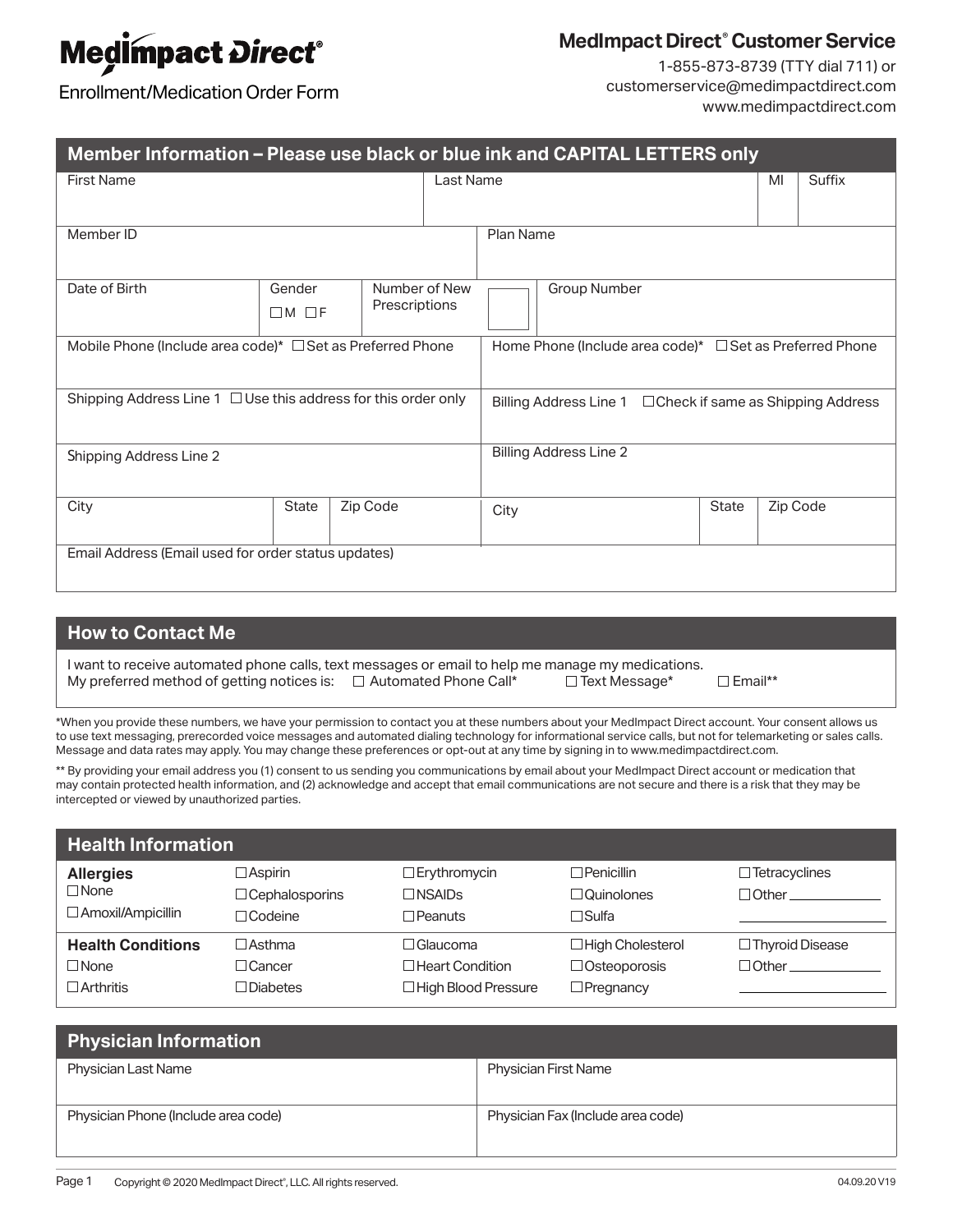# MedImpact Direct®

Enrollment/Medication Order Form

**MedImpact Direct® Customer Service**
1-855-873-8739 (TTY dial 711) or
customerservice@medimpactdirect.com
www.medimpactdirect.com

## Member Information – Please use black or blue ink and CAPITAL LETTERS only

| First Name | Last Name | MI | Suffix |
|---|---|---|---|
| | | | |

| Member ID | Plan Name |
|---|---|
| | |

| Date of Birth | Gender ☐M ☐F | Number of New Prescriptions | Group Number |
|---|---|---|---|
| | | | |

| Mobile Phone (Include area code)* ☐Set as Preferred Phone | Home Phone (Include area code)* ☐Set as Preferred Phone |
|---|---|
| | |

| Shipping Address Line 1 ☐Use this address for this order only | Billing Address Line 1 ☐Check if same as Shipping Address |
|---|---|
| Shipping Address Line 2 | Billing Address Line 2 |

| City | State | Zip Code | City | State | Zip Code |
|---|---|---|---|---|---|
| | | | | | |

Email Address (Email used for order status updates)

## How to Contact Me

I want to receive automated phone calls, text messages or email to help me manage my medications.
My preferred method of getting notices is: ☐ Automated Phone Call* ☐ Text Message* ☐ Email**

*When you provide these numbers, we have your permission to contact you at these numbers about your MedImpact Direct account. Your consent allows us to use text messaging, prerecorded voice messages and automated dialing technology for informational service calls, but not for telemarketing or sales calls. Message and data rates may apply. You may change these preferences or opt-out at any time by signing in to www.medimpactdirect.com.

** By providing your email address you (1) consent to us sending you communications by email about your MedImpact Direct account or medication that may contain protected health information, and (2) acknowledge and accept that email communications are not secure and there is a risk that they may be intercepted or viewed by unauthorized parties.

## Health Information

| **Allergies** | | | | |
|---|---|---|---|---|
| ☐None | ☐Aspirin | ☐Erythromycin | ☐Penicillin | ☐Tetracyclines |
| ☐Amoxil/Ampicillin | ☐Cephalosporins | ☐NSAIDs | ☐Quinolones | ☐Other ____________ |
| | ☐Codeine | ☐Peanuts | ☐Sulfa | |

| **Health Conditions** | | | | |
|---|---|---|---|---|
| ☐None | ☐Asthma | ☐Glaucoma | ☐High Cholesterol | ☐Thyroid Disease |
| ☐Arthritis | ☐Cancer | ☐Heart Condition | ☐Osteoporosis | ☐Other ____________ |
| | ☐Diabetes | ☐High Blood Pressure | ☐Pregnancy | |

## Physician Information

| Physician Last Name | Physician First Name |
|---|---|
| | |
| **Physician Phone (Include area code)** | **Physician Fax (Include area code)** |
| | |

Copyright © 2020 MedImpact Direct®, LLC. All rights reserved. 04.09.20 V19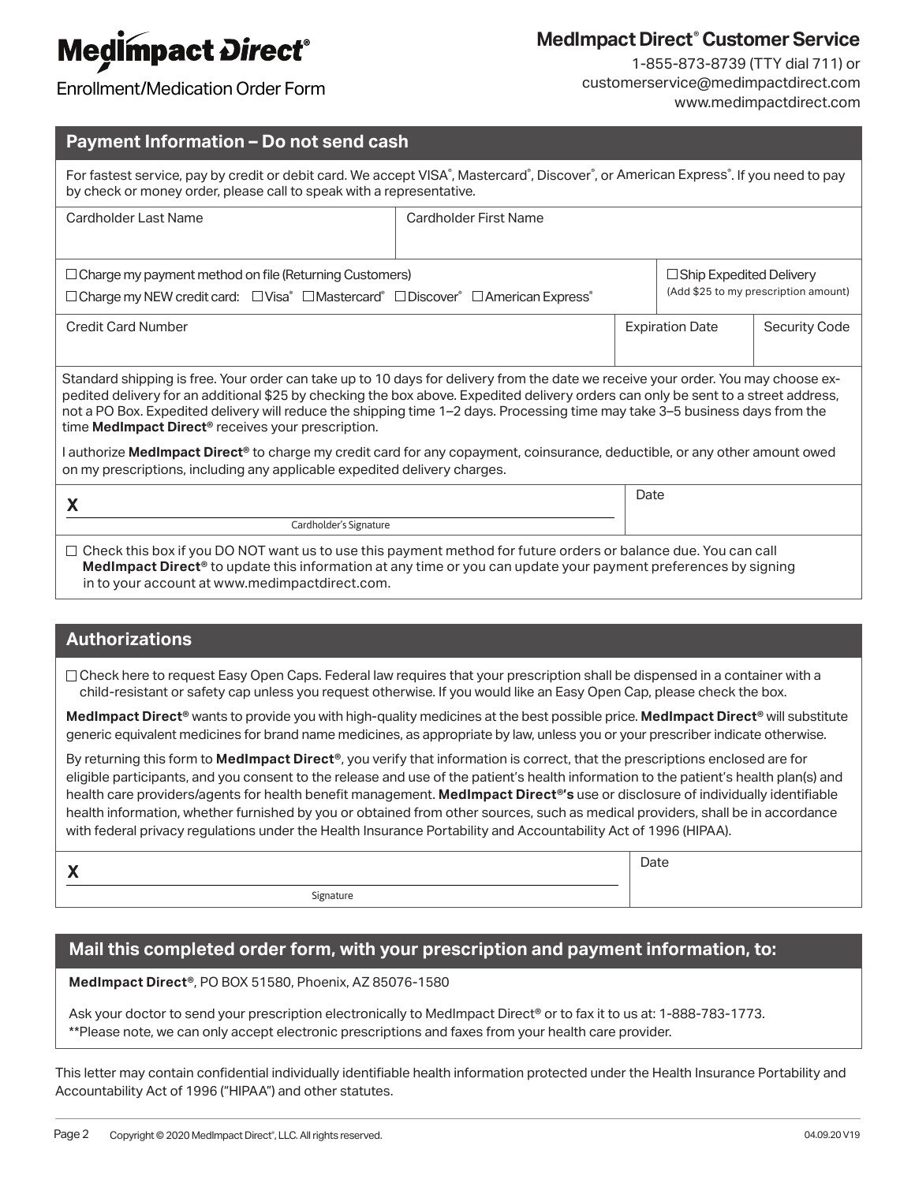# MedImpact Direct®

Enrollment/Medication Order Form

## MedImpact Direct® Customer Service

1-855-873-8739 (TTY dial 711) or
customerservice@medimpactdirect.com
www.medimpactdirect.com

## Payment Information – Do not send cash

For fastest service, pay by credit or debit card. We accept VISA®, Mastercard®, Discover®, or American Express®. If you need to pay by check or money order, please call to speak with a representative.

| Cardholder Last Name | Cardholder First Name |
|---|---|
| | |

☐ Charge my payment method on file (Returning Customers)

☐ Charge my NEW credit card: ☐ Visa® ☐ Mastercard® ☐ Discover® ☐ American Express®

☐ Ship Expedited Delivery (Add $25 to my prescription amount)

| Credit Card Number | Expiration Date | Security Code |
|---|---|---|
| | | |

Standard shipping is free. Your order can take up to 10 days for delivery from the date we receive your order. You may choose expedited delivery for an additional $25 by checking the box above. Expedited delivery orders can only be sent to a street address, not a PO Box. Expedited delivery will reduce the shipping time 1–2 days. Processing time may take 3–5 business days from the time **MedImpact Direct®** receives your prescription.

I authorize **MedImpact Direct®** to charge my credit card for any copayment, coinsurance, deductible, or any other amount owed on my prescriptions, including any applicable expedited delivery charges.

**X** ______________________________ Date __________

Cardholder's Signature

☐ Check this box if you DO NOT want us to use this payment method for future orders or balance due. You can call **MedImpact Direct®** to update this information at any time or you can update your payment preferences by signing in to your account at www.medimpactdirect.com.

## Authorizations

☐ Check here to request Easy Open Caps. Federal law requires that your prescription shall be dispensed in a container with a child-resistant or safety cap unless you request otherwise. If you would like an Easy Open Cap, please check the box.

**MedImpact Direct®** wants to provide you with high-quality medicines at the best possible price. **MedImpact Direct®** will substitute generic equivalent medicines for brand name medicines, as appropriate by law, unless you or your prescriber indicate otherwise.

By returning this form to **MedImpact Direct®**, you verify that information is correct, that the prescriptions enclosed are for eligible participants, and you consent to the release and use of the patient's health information to the patient's health plan(s) and health care providers/agents for health benefit management. **MedImpact Direct®'s** use or disclosure of individually identifiable health information, whether furnished by you or obtained from other sources, such as medical providers, shall be in accordance with federal privacy regulations under the Health Insurance Portability and Accountability Act of 1996 (HIPAA).

**X** ______________________________ Date __________

Signature

## Mail this completed order form, with your prescription and payment information, to:

**MedImpact Direct®**, PO BOX 51580, Phoenix, AZ 85076-1580

Ask your doctor to send your prescription electronically to MedImpact Direct® or to fax it to us at: 1-888-783-1773.
**Please note, we can only accept electronic prescriptions and faxes from your health care provider.

This letter may contain confidential individually identifiable health information protected under the Health Insurance Portability and Accountability Act of 1996 ("HIPAA") and other statutes.

Copyright © 2020 MedImpact Direct®, LLC. All rights reserved. 04.09.20 V19